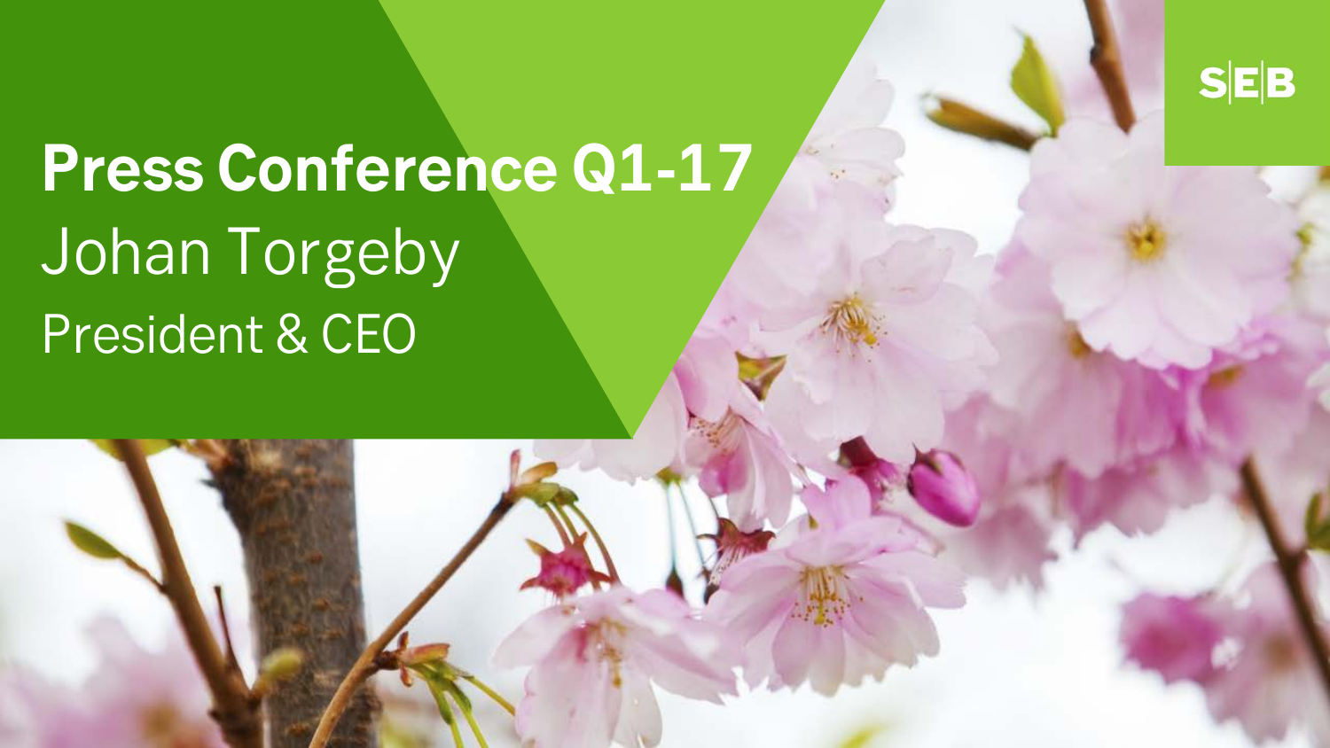SEB

# Press Conference Q1-17

Johan Torgeby

President & CEO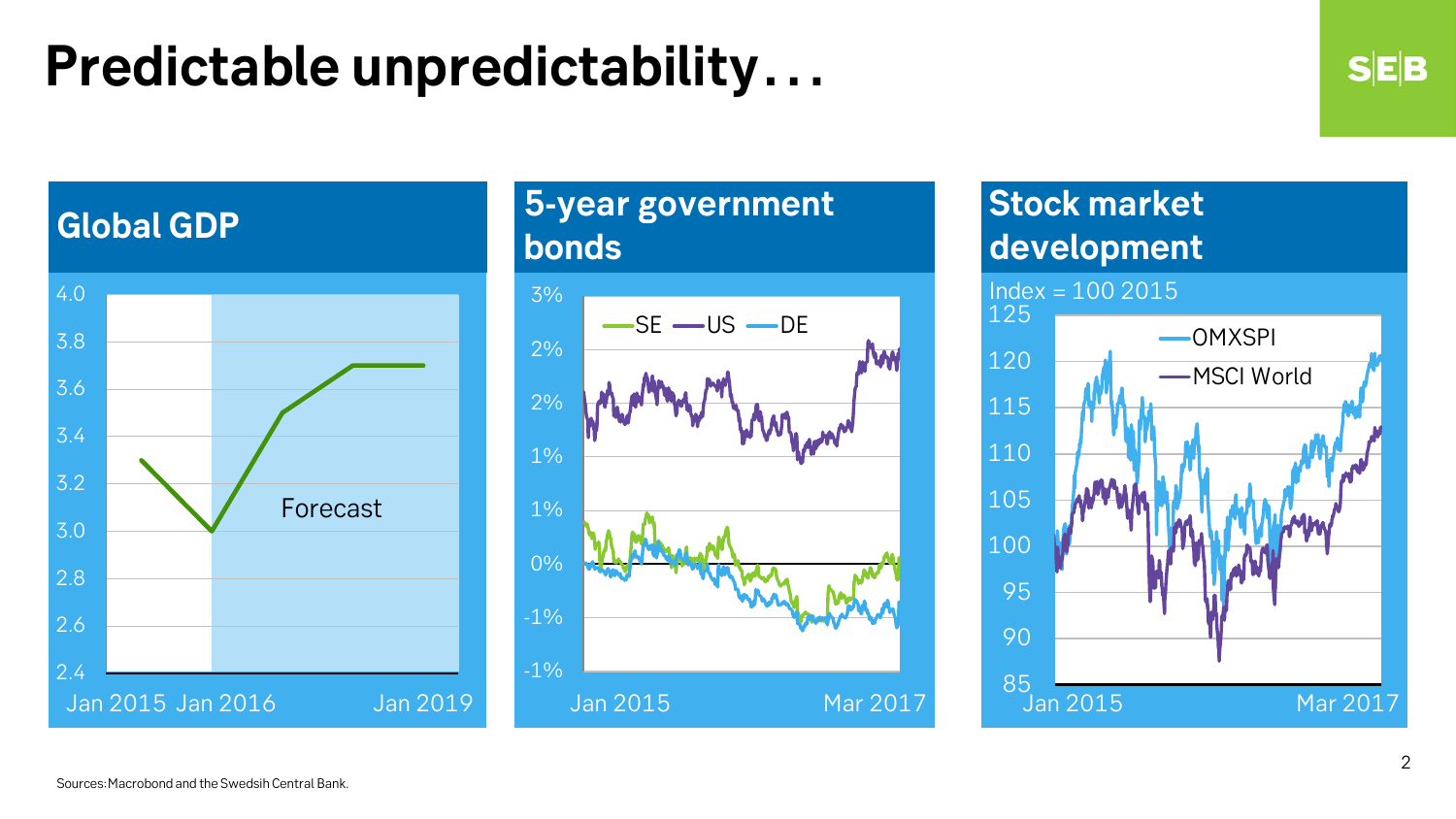# Predictable unpredictability…

## Global GDP

4.0
3.8
3.6
3.4
3.2
3.0
2.8
2.6
2.4

Forecast

Jan 2015 Jan 2016 Jan 2019

## 5-year government bonds

3%
2%
2%
1%
1%
0%
-1%
-1%

SE US DE

Jan 2015 Mar 2017

## Stock market development

Index = 100 2015

125
120
115
110
105
100
95
90
85

OMXSPI
MSCI World

Jan 2015 Mar 2017

Sources: Macrobond and the Swedsih Central Bank.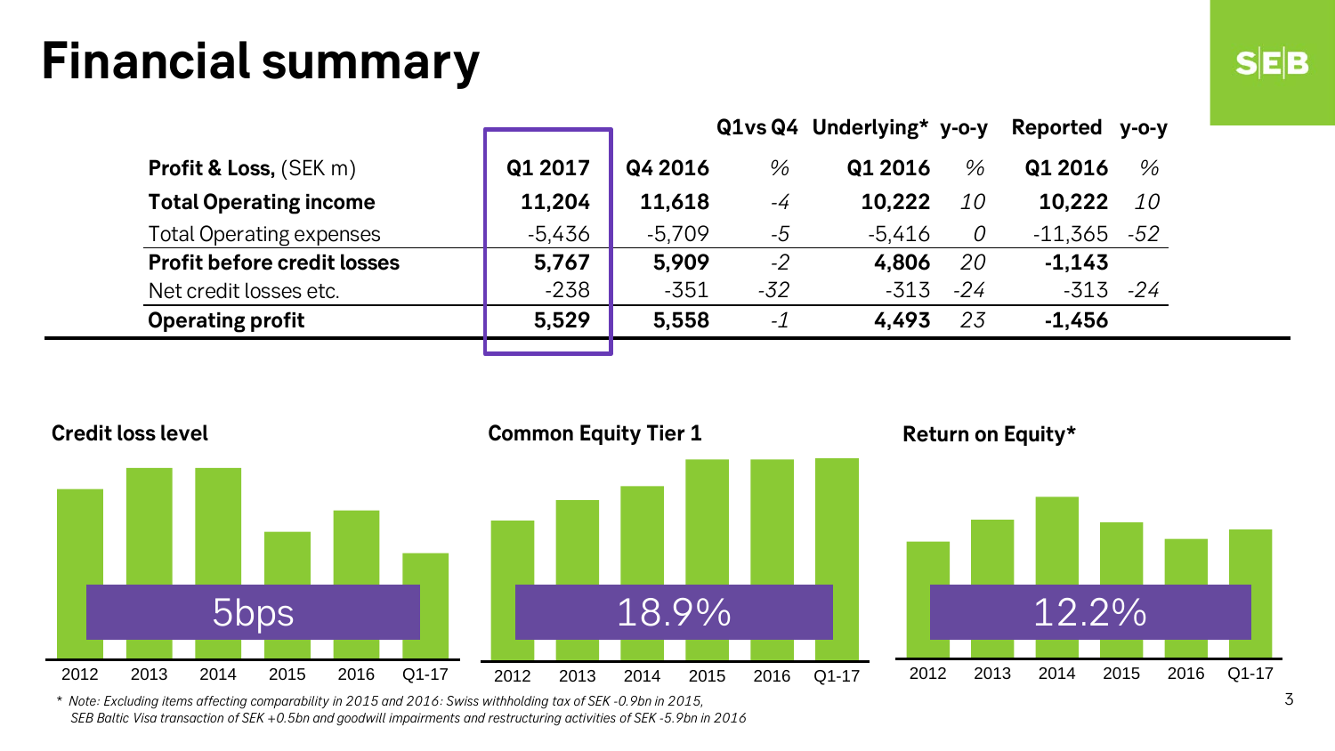# Financial summary

| Profit & Loss, (SEK m) | Q1 2017 | Q4 2016 | Q1vs Q4 % | Underlying* Q1 2016 | y-o-y % | Reported Q1 2016 | y-o-y % |
|---|---|---|---|---|---|---|---|
| **Total Operating income** | **11,204** | **11,618** | *-4* | **10,222** | *10* | **10,222** | *10* |
| Total Operating expenses | -5,436 | -5,709 | *-5* | -5,416 | *0* | -11,365 | *-52* |
| **Profit before credit losses** | **5,767** | **5,909** | *-2* | **4,806** | *20* | **-1,143** | |
| Net credit losses etc. | -238 | -351 | *-32* | -313 | *-24* | -313 | *-24* |
| **Operating profit** | **5,529** | **5,558** | *-1* | **4,493** | *23* | **-1,456** | |

**Credit loss level**

5bps

2012 2013 2014 2015 2016 Q1-17

**Common Equity Tier 1**

18.9%

2012 2013 2014 2015 2016 Q1-17

**Return on Equity***

12.2%

2012 2013 2014 2015 2016 Q1-17

*\* Note: Excluding items affecting comparability in 2015 and 2016: Swiss withholding tax of SEK -0.9bn in 2015, SEK Baltic Visa transaction of SEK +0.5bn and goodwill impairments and restructuring activities of SEK -5.9bn in 2016*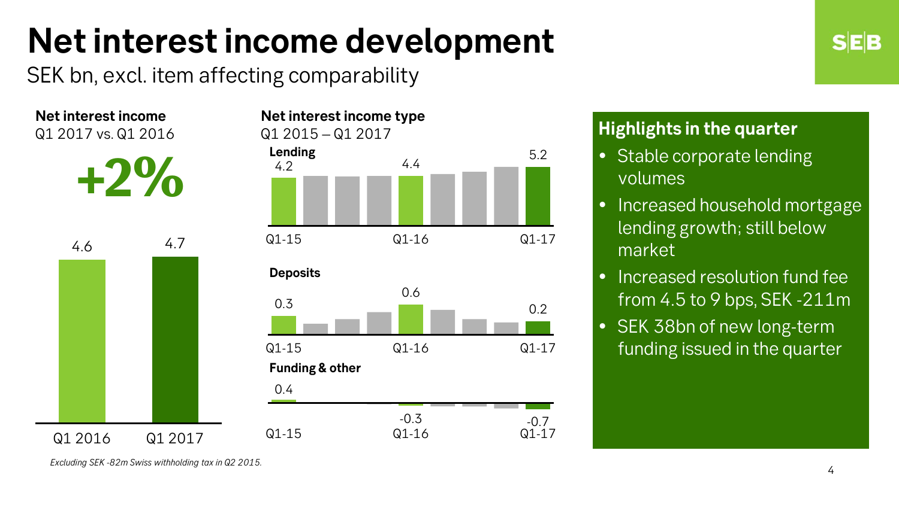# Net interest income development

SEK bn, excl. item affecting comparability

**Net interest income**
Q1 2017 vs. Q1 2016

**+2%**

| Q1 2016 | Q1 2017 |
|---|---|
| 4.6 | 4.7 |

**Net interest income type**
Q1 2015 – Q1 2017

**Lending**

| Q1-15 | Q1-16 | Q1-17 |
|---|---|---|
| 4.2 | 4.4 | 5.2 |

**Deposits**

| Q1-15 | Q1-16 | Q1-17 |
|---|---|---|
| 0.3 | 0.6 | 0.2 |

**Funding & other**

| Q1-15 | Q1-16 | Q1-17 |
|---|---|---|
| 0.4 | -0.3 | -0.7 |

## Highlights in the quarter

- Stable corporate lending volumes
- Increased household mortgage lending growth; still below market
- Increased resolution fund fee from 4.5 to 9 bps, SEK -211m
- SEK 38bn of new long-term funding issued in the quarter

*Excluding SEK -82m Swiss withholding tax in Q2 2015.*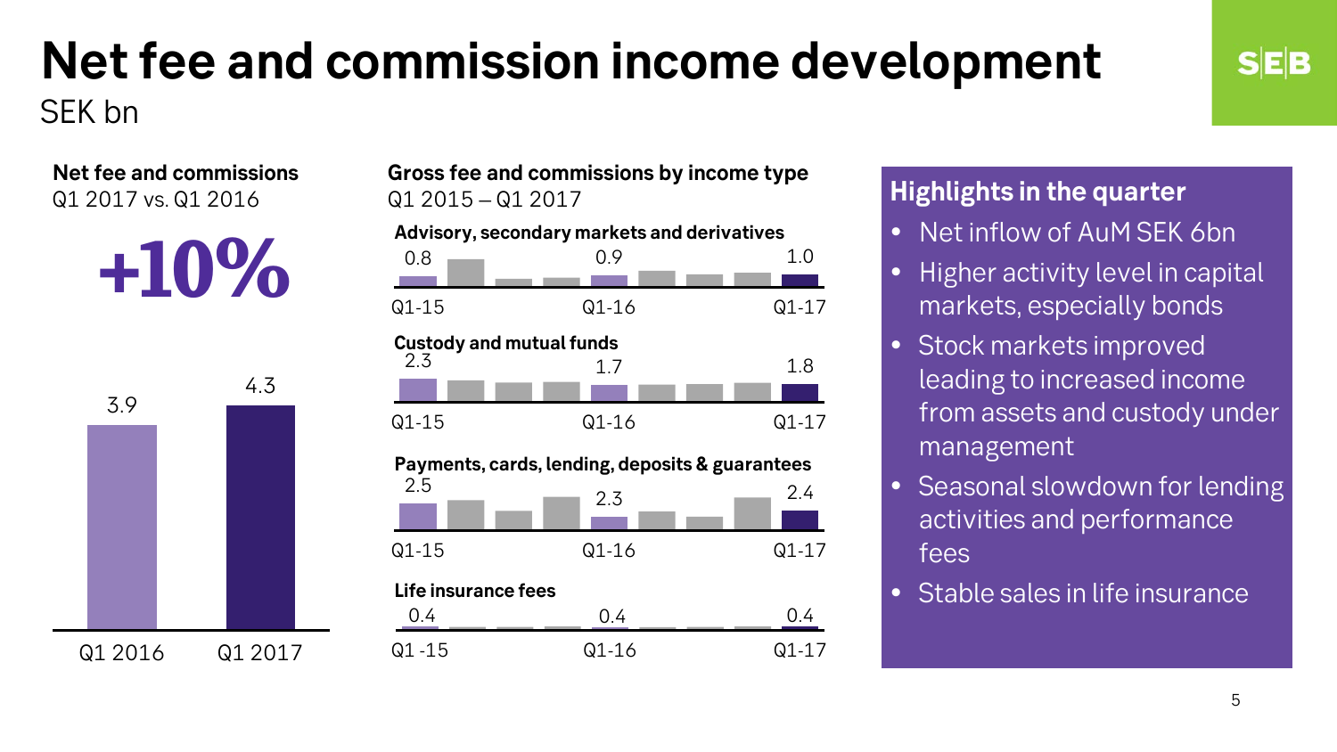# Net fee and commission income development

SEK bn

**Net fee and commissions**
Q1 2017 vs. Q1 2016

**+10%**

| | Q1 2016 | Q1 2017 |
|---|---|---|
| Net fee and commissions | 3.9 | 4.3 |

**Gross fee and commissions by income type**
Q1 2015 – Q1 2017

| Income type | Q1-15 | Q1-16 | Q1-17 |
|---|---|---|---|
| Advisory, secondary markets and derivatives | 0.8 | 0.9 | 1.0 |
| Custody and mutual funds | 2.3 | 1.7 | 1.8 |
| Payments, cards, lending, deposits & guarantees | 2.5 | 2.3 | 2.4 |
| Life insurance fees | 0.4 | 0.4 | 0.4 |

## Highlights in the quarter

- Net inflow of AuM SEK 6bn
- Higher activity level in capital markets, especially bonds
- Stock markets improved leading to increased income from assets and custody under management
- Seasonal slowdown for lending activities and performance fees
- Stable sales in life insurance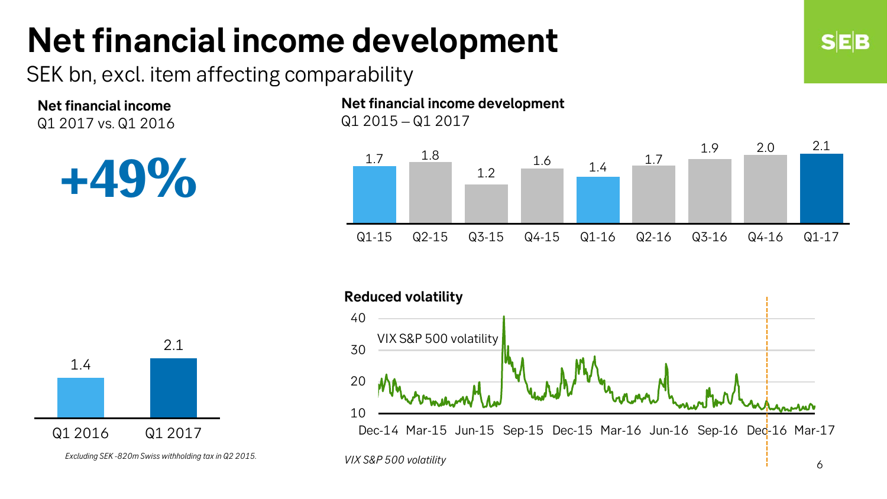# Net financial income development

SEK bn, excl. item affecting comparability

**Net financial income**
Q1 2017 vs. Q1 2016

**+49%**

| Q1 2016 | Q1 2017 |
|---|---|
| 1.4 | 2.1 |

*Excluding SEK -820m Swiss withholding tax in Q2 2015.*

**Net financial income development**
Q1 2015 – Q1 2017

| Q1-15 | Q2-15 | Q3-15 | Q4-15 | Q1-16 | Q2-16 | Q3-16 | Q4-16 | Q1-17 |
|---|---|---|---|---|---|---|---|---|
| 1.7 | 1.8 | 1.2 | 1.6 | 1.4 | 1.7 | 1.9 | 2.0 | 2.1 |

**Reduced volatility**

VIX S&P 500 volatility

Dec-14, Mar-15, Jun-15, Sep-15, Dec-15, Mar-16, Jun-16, Sep-16, Dec-16, Mar-17

*VIX S&P 500 volatility*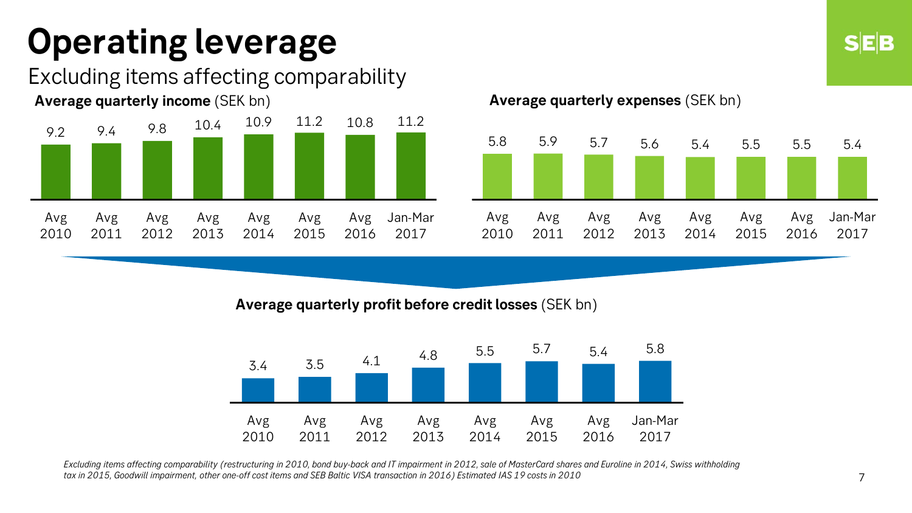# Operating leverage

## Excluding items affecting comparability

**Average quarterly income** (SEK bn)

| Avg 2010 | Avg 2011 | Avg 2012 | Avg 2013 | Avg 2014 | Avg 2015 | Avg 2016 | Jan-Mar 2017 |
|---|---|---|---|---|---|---|---|
| 9.2 | 9.4 | 9.8 | 10.4 | 10.9 | 11.2 | 10.8 | 11.2 |

**Average quarterly expenses** (SEK bn)

| Avg 2010 | Avg 2011 | Avg 2012 | Avg 2013 | Avg 2014 | Avg 2015 | Avg 2016 | Jan-Mar 2017 |
|---|---|---|---|---|---|---|---|
| 5.8 | 5.9 | 5.7 | 5.6 | 5.4 | 5.5 | 5.5 | 5.4 |

**Average quarterly profit before credit losses** (SEK bn)

| Avg 2010 | Avg 2011 | Avg 2012 | Avg 2013 | Avg 2014 | Avg 2015 | Avg 2016 | Jan-Mar 2017 |
|---|---|---|---|---|---|---|---|
| 3.4 | 3.5 | 4.1 | 4.8 | 5.5 | 5.7 | 5.4 | 5.8 |

*Excluding items affecting comparability (restructuring in 2010, bond buy-back and IT impairment in 2012, sale of MasterCard shares and Euroline in 2014, Swiss withholding tax in 2015, Goodwill impairment, other one-off cost items and SEB Baltic VISA transaction in 2016) Estimated IAS 19 costs in 2010*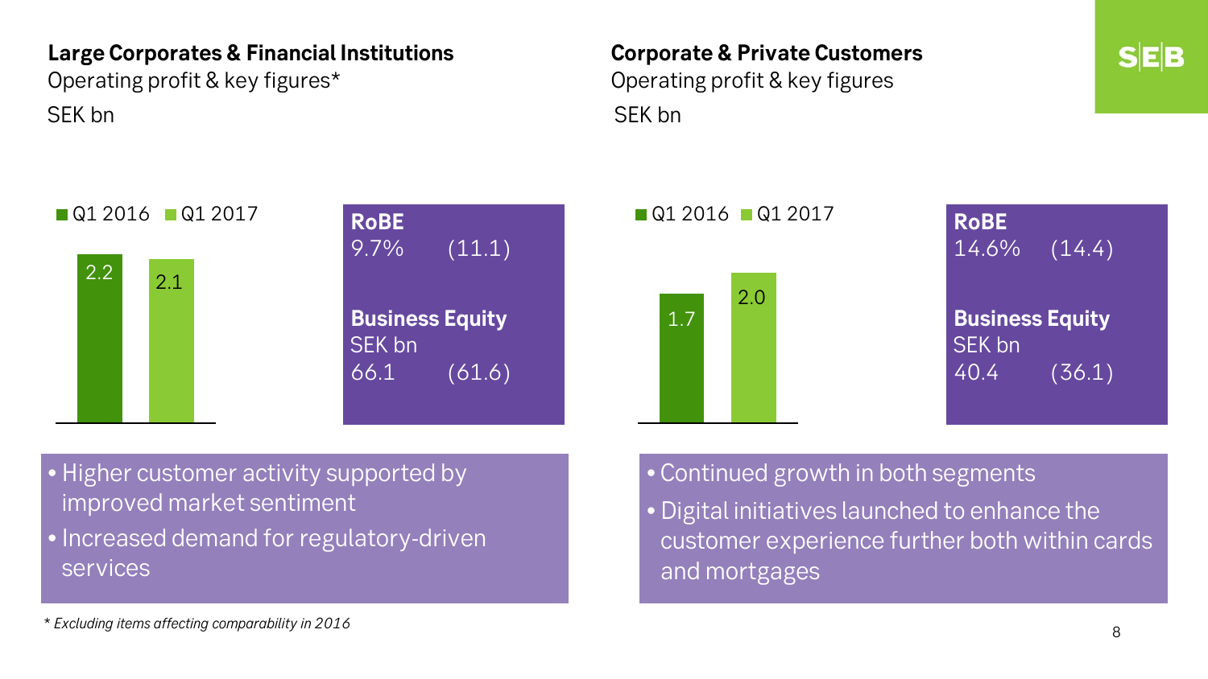## Large Corporates & Financial Institutions

Operating profit & key figures*

SEK bn

| | Q1 2016 | Q1 2017 |
|---|---|---|
| Operating profit | 2.2 | 2.1 |

**RoBE**
9.7% (11.1)

**Business Equity**
SEK bn
66.1 (61.6)

- Higher customer activity supported by improved market sentiment
- Increased demand for regulatory-driven services

## Corporate & Private Customers

Operating profit & key figures

SEK bn

| | Q1 2016 | Q1 2017 |
|---|---|---|
| Operating profit | 1.7 | 2.0 |

**RoBE**
14.6% (14.4)

**Business Equity**
SEK bn
40.4 (36.1)

- Continued growth in both segments
- Digital initiatives launched to enhance the customer experience further both within cards and mortgages

*\* Excluding items affecting comparability in 2016*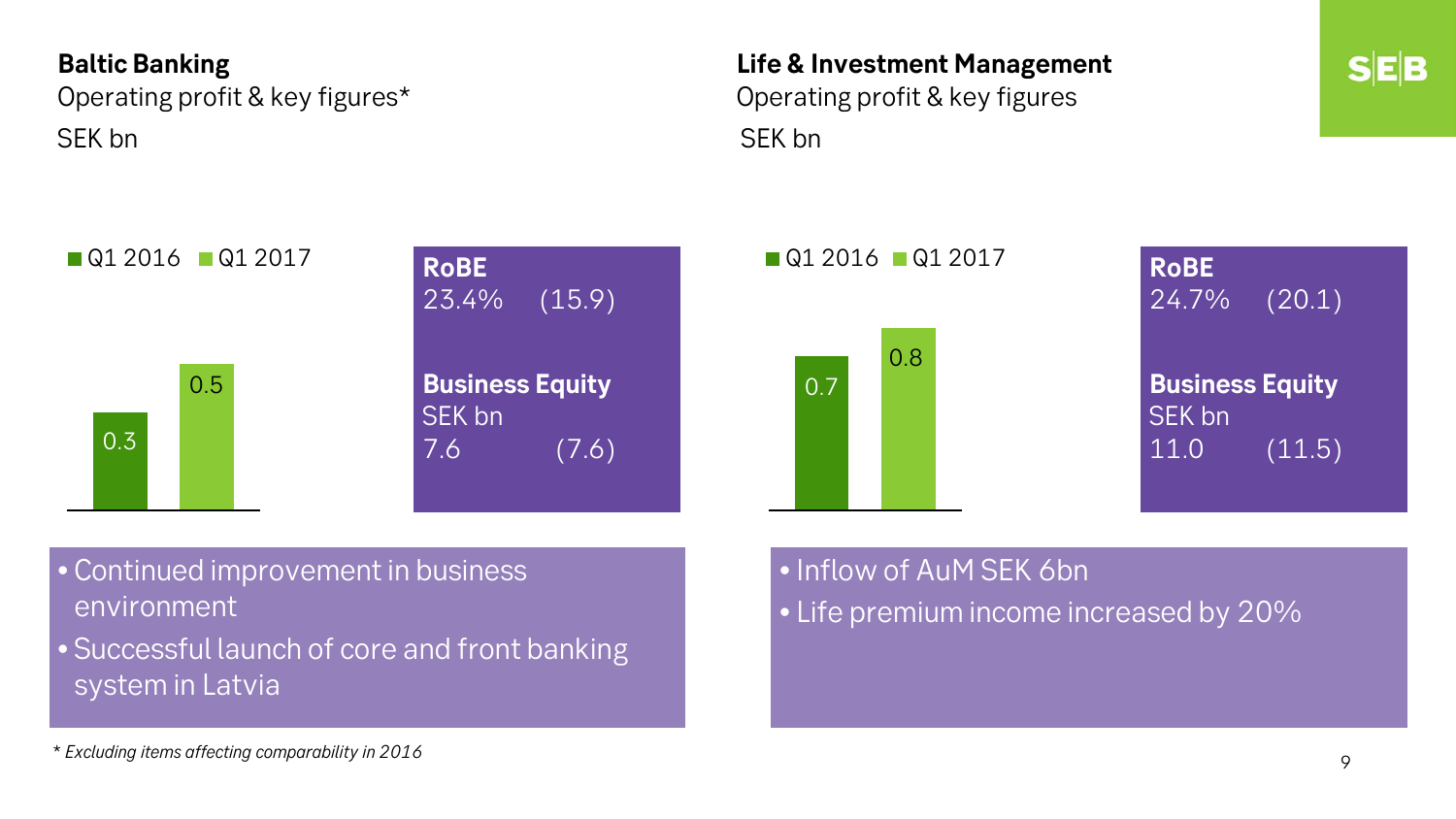## Baltic Banking

Operating profit & key figures*

SEK bn

| | Q1 2016 | Q1 2017 |
|---|---|---|
| Operating profit | 0.3 | 0.5 |

**RoBE**
23.4% (15.9)

**Business Equity**
SEK bn
7.6 (7.6)

- Continued improvement in business environment
- Successful launch of core and front banking system in Latvia

*\* Excluding items affecting comparability in 2016*

## Life & Investment Management

Operating profit & key figures

SEK bn

| | Q1 2016 | Q1 2017 |
|---|---|---|
| Operating profit | 0.7 | 0.8 |

**RoBE**
24.7% (20.1)

**Business Equity**
SEK bn
11.0 (11.5)

- Inflow of AuM SEK 6bn
- Life premium income increased by 20%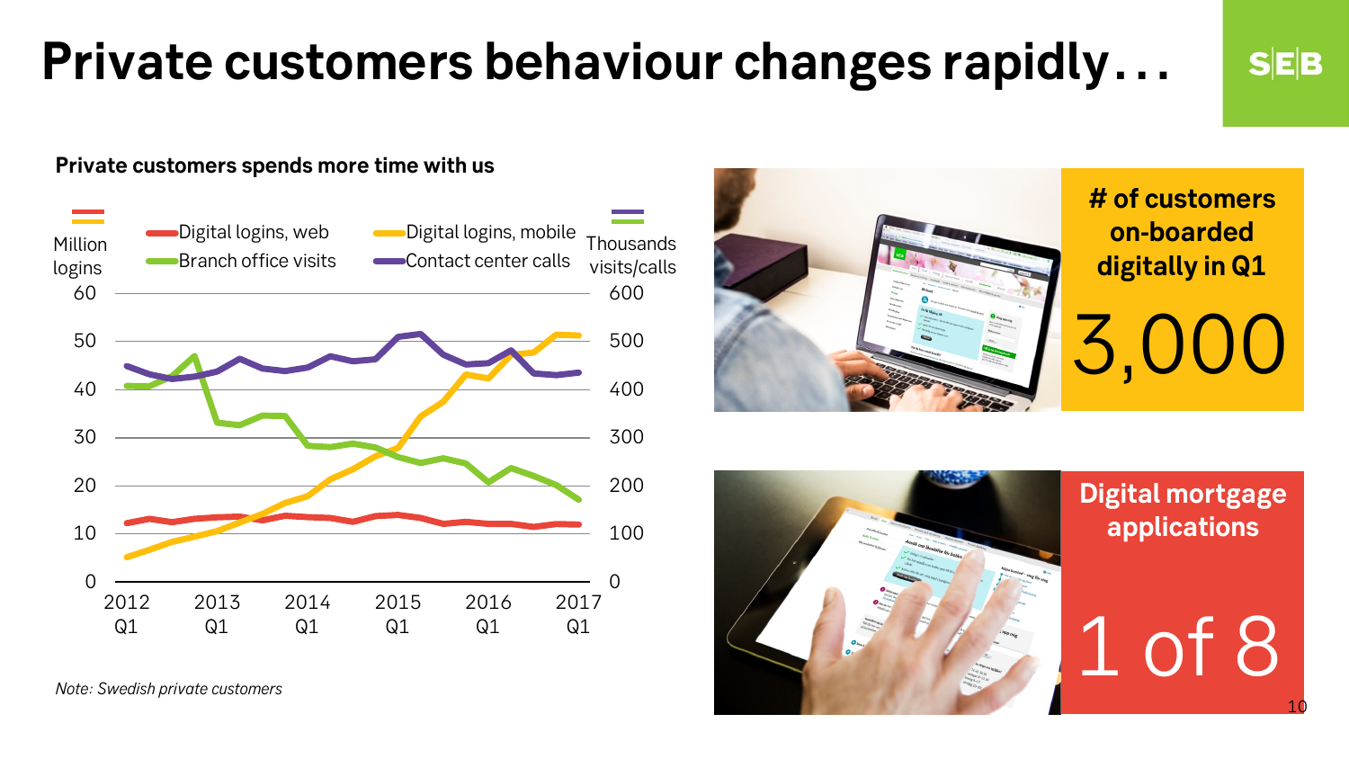# Private customers behaviour changes rapidly...

**Private customers spends more time with us**

Million logins — Digital logins, web; Digital logins, mobile; Branch office visits; Contact center calls — Thousands visits/calls

| Million logins | Thousands visits/calls |
|---|---|
| 60 | 600 |
| 50 | 500 |
| 40 | 400 |
| 30 | 300 |
| 20 | 200 |
| 10 | 100 |
| 0 | 0 |

2012 Q1 | 2013 Q1 | 2014 Q1 | 2015 Q1 | 2016 Q1 | 2017 Q1

*Note: Swedish private customers*

**# of customers on-boarded digitally in Q1**

3,000

**Digital mortgage applications**

1 of 8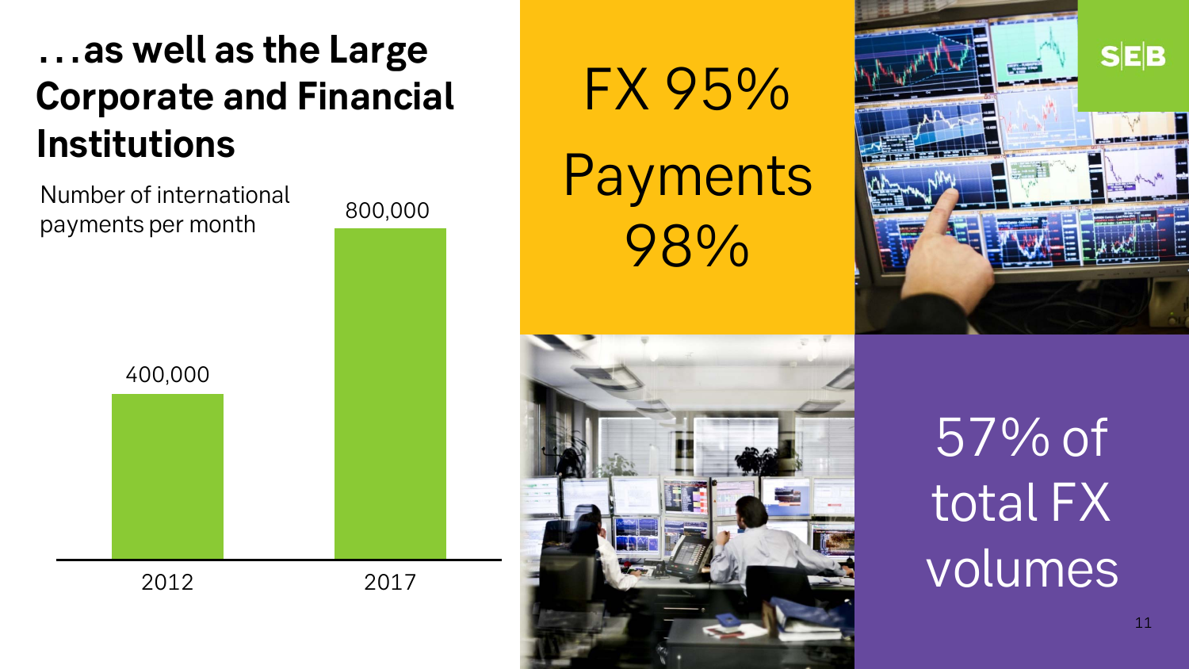# ...as well as the Large Corporate and Financial Institutions

Number of international payments per month

| Year | Payments |
| --- | --- |
| 2012 | 400,000 |
| 2017 | 800,000 |

FX 95%

Payments 98%

57% of total FX volumes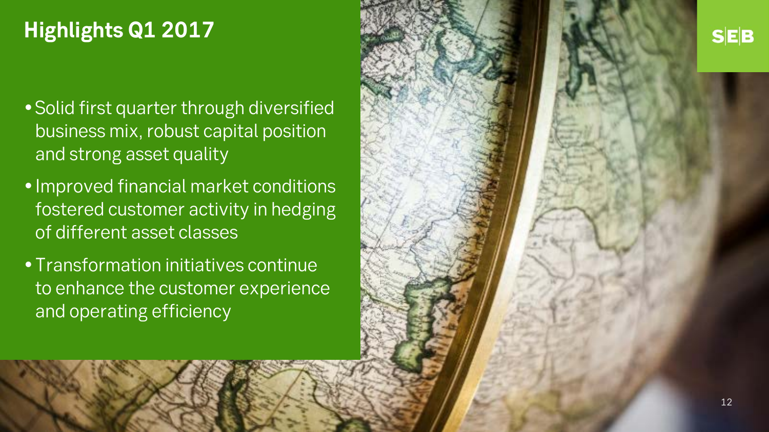# Highlights Q1 2017

- Solid first quarter through diversified business mix, robust capital position and strong asset quality
- Improved financial market conditions fostered customer activity in hedging of different asset classes
- Transformation initiatives continue to enhance the customer experience and operating efficiency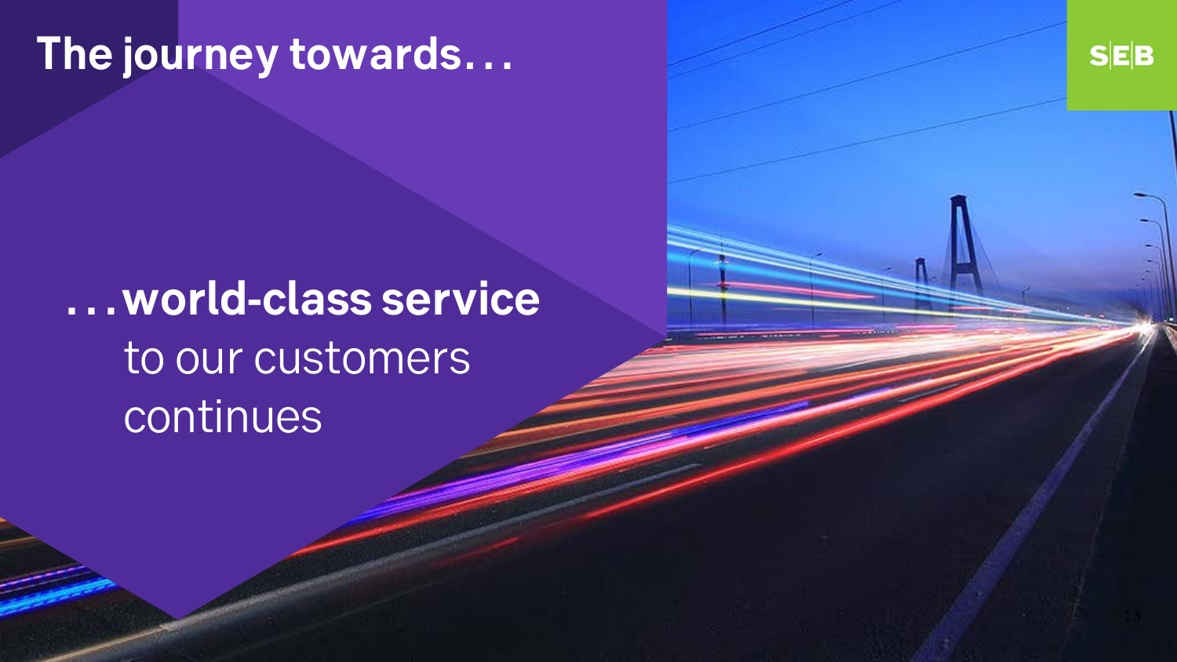# The journey towards...

**...world-class service** to our customers continues